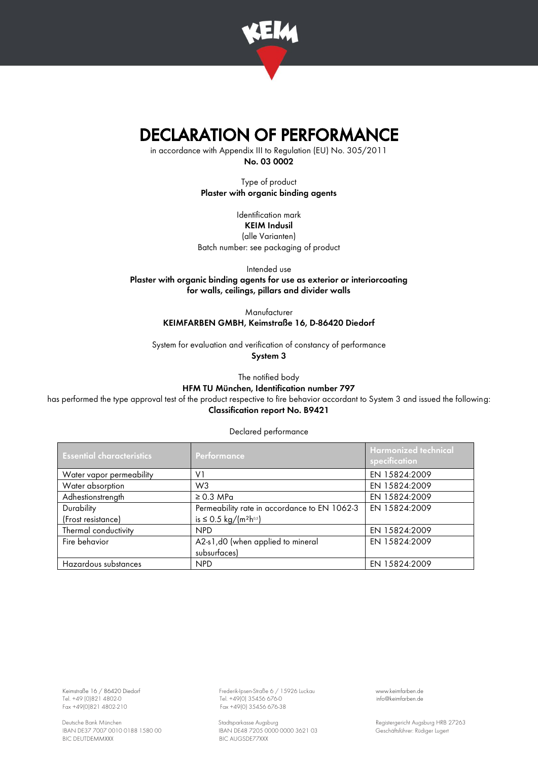# DECLARATION OF PERFORMANCE

in accordance with Appendix III to Regulation (EU) No. 305/2011

**No. 03 0002**

Type of product

**Plaster with organic binding agents**

Identification mark

**KEIM Indusil**

(alle Varianten)

Batch number: see packaging of product

Intended use

**Plaster with organic binding agents for use as exterior or interiorcoating for walls, ceilings, pillars and divider walls**

Manufacturer

**KEIMFARBEN GMBH, Keimstraße 16, D-86420 Diedorf**

System for evaluation and verification of constancy of performance

**System 3**

The notified body

**HFM TU München, Identification number 797**

has performed the type approval test of the product respective to fire behavior accordant to System 3 and issued the following:

**Classification report No. B9421**

Declared performance

| Essential characteristics | Performance | Harmonized technical specification |
|---|---|---|
| Water vapor permeability | V1 | EN 15824:2009 |
| Water absorption | W3 | EN 15824:2009 |
| Adhestionstrength | ≥ 0.3 MPa | EN 15824:2009 |
| Durability (Frost resistance) | Permeability rate in accordance to EN 1062-3 is ≤ 0.5 kg/($m^2h^{0.5}$) | EN 15824:2009 |
| Thermal conductivity | NPD | EN 15824:2009 |
| Fire behavior | A2-s1,d0 (when applied to mineral subsurfaces) | EN 15824:2009 |
| Hazardous substances | NPD | EN 15824:2009 |

Keimstraße 16 / 86420 Diedorf
Tel. +49 (0)821 4802-0
Fax +49(0)821 4802-210

Frederik-Ipsen-Straße 6 / 15926 Luckau
Tel. +49(0) 35456 676-0
Fax +49(0) 35456 676-38

www.keimfarben.de
info@keimfarben.de

Deutsche Bank München
IBAN DE37 7007 0010 0188 1580 00
BIC DEUTDEMMXXX

Stadtsparkasse Augsburg
IBAN DE48 7205 0000 0000 3621 03
BIC AUGSDE77XXX

Registergericht Augsburg HRB 27263
Geschäftsführer: Rüdiger Lugert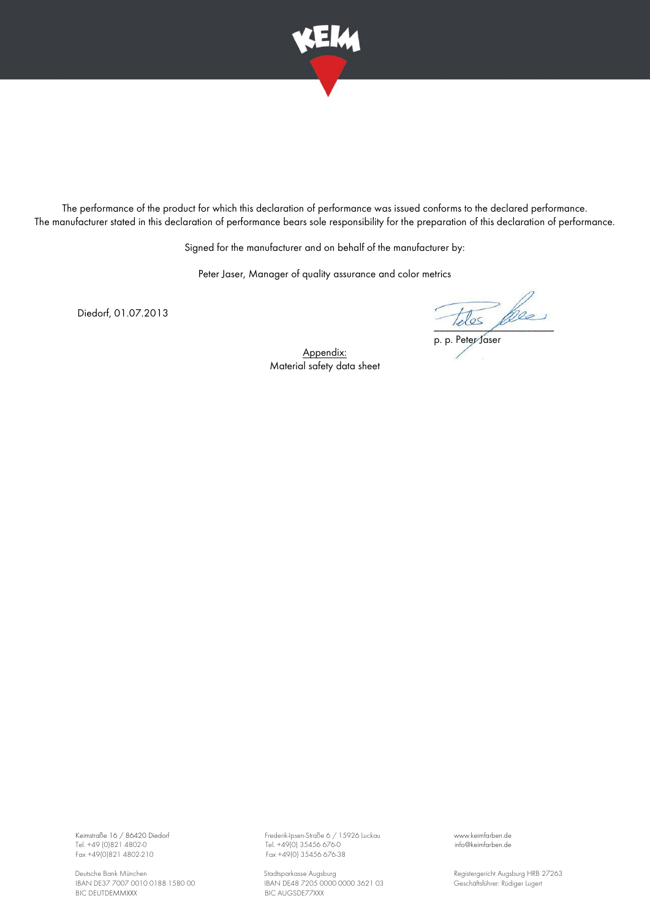The performance of the product for which this declaration of performance was issued conforms to the declared performance.
The manufacturer stated in this declaration of performance bears sole responsibility for the preparation of this declaration of performance.

Signed for the manufacturer and on behalf of the manufacturer by:

Peter Jaser, Manager of quality assurance and color metrics

Diedorf, 01.07.2013

p. p. Peter Jaser

Appendix:
Material safety data sheet

Keimstraße 16 / 86420 Diedorf
Tel. +49 (0)821 4802-0
Fax +49(0)821 4802-210

Frederik-Ipsen-Straße 6 / 15926 Luckau
Tel. +49(0) 35456 676-0
Fax +49(0) 35456 676-38

www.keimfarben.de
info@keimfarben.de

Deutsche Bank München
IBAN DE37 7007 0010 0188 1580 00
BIC DEUTDEMMXXX

Stadtsparkasse Augsburg
IBAN DE48 7205 0000 0000 3621 03
BIC AUGSDE77XXX

Registergericht Augsburg HRB 27263
Geschäftsführer: Rüdiger Lugert